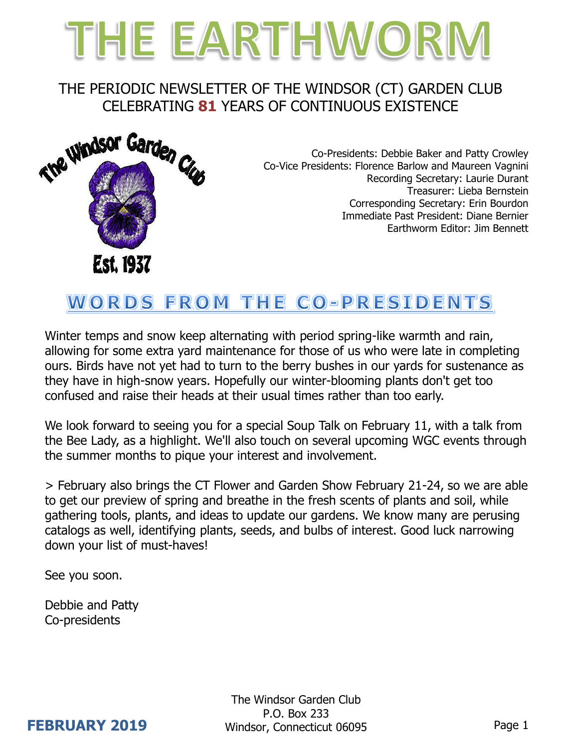# THE EARTHWORM

THE PERIODIC NEWSLETTER OF THE WINDSOR (CT) GARDEN CLUB
CELEBRATING **81** YEARS OF CONTINUOUS EXISTENCE

The Windsor Garden Club
Est. 1937

Co-Presidents: Debbie Baker and Patty Crowley
Co-Vice Presidents: Florence Barlow and Maureen Vagnini
Recording Secretary: Laurie Durant
Treasurer: Lieba Bernstein
Corresponding Secretary: Erin Bourdon
Immediate Past President: Diane Bernier
Earthworm Editor: Jim Bennett

## WORDS FROM THE CO-PRESIDENTS

Winter temps and snow keep alternating with period spring-like warmth and rain, allowing for some extra yard maintenance for those of us who were late in completing ours. Birds have not yet had to turn to the berry bushes in our yards for sustenance as they have in high-snow years. Hopefully our winter-blooming plants don't get too confused and raise their heads at their usual times rather than too early.

We look forward to seeing you for a special Soup Talk on February 11, with a talk from the Bee Lady, as a highlight. We'll also touch on several upcoming WGC events through the summer months to pique your interest and involvement.

> February also brings the CT Flower and Garden Show February 21-24, so we are able to get our preview of spring and breathe in the fresh scents of plants and soil, while gathering tools, plants, and ideas to update our gardens. We know many are perusing catalogs as well, identifying plants, seeds, and bulbs of interest. Good luck narrowing down your list of must-haves!

See you soon.

Debbie and Patty
Co-presidents

**FEBRUARY 2019**

The Windsor Garden Club
P.O. Box 233
Windsor, Connecticut 06095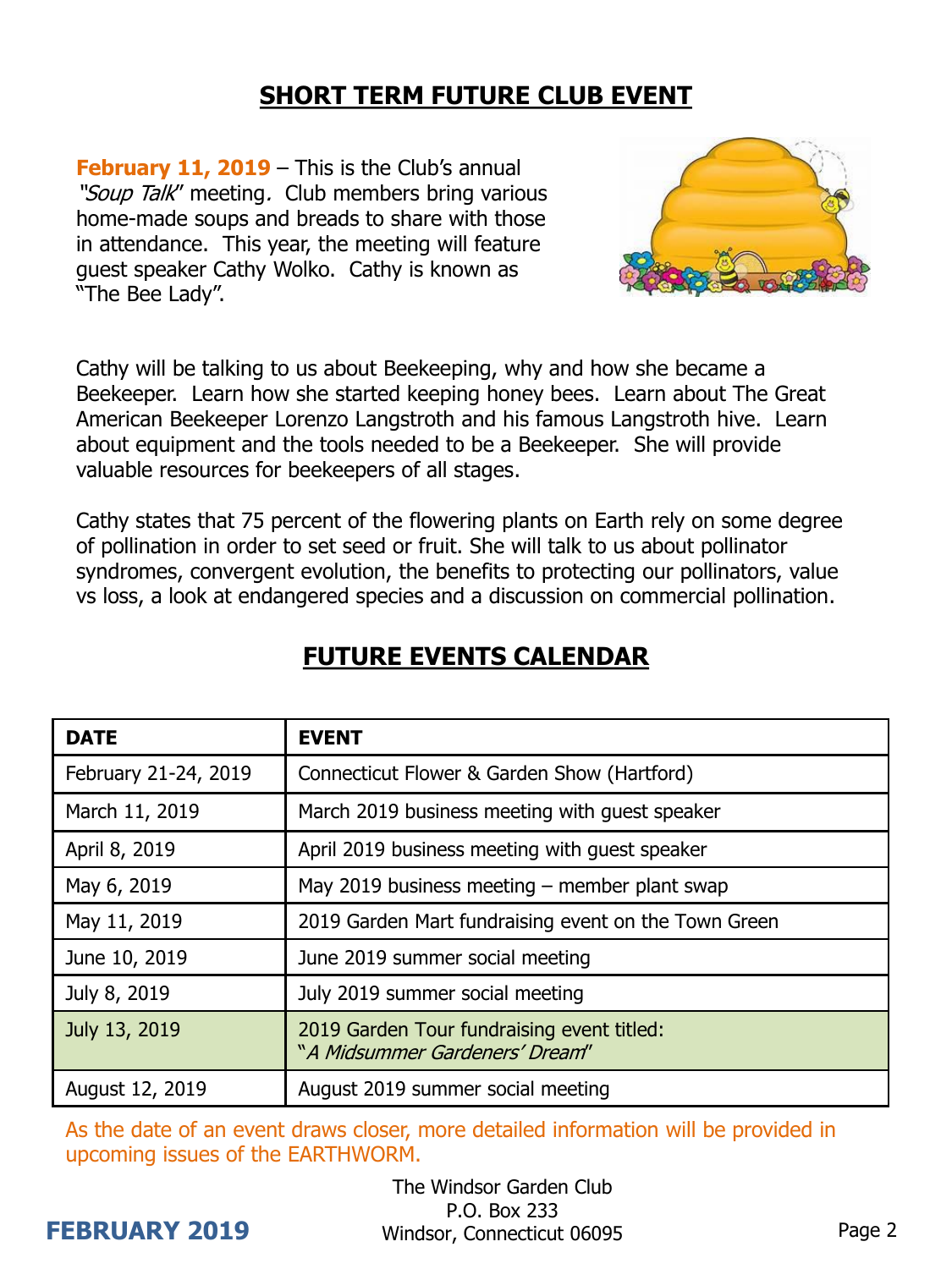## SHORT TERM FUTURE CLUB EVENT

**February 11, 2019** – This is the Club's annual *"Soup Talk"* meeting. Club members bring various home-made soups and breads to share with those in attendance. This year, the meeting will feature guest speaker Cathy Wolko. Cathy is known as "The Bee Lady".

Cathy will be talking to us about Beekeeping, why and how she became a Beekeeper. Learn how she started keeping honey bees. Learn about The Great American Beekeeper Lorenzo Langstroth and his famous Langstroth hive. Learn about equipment and the tools needed to be a Beekeeper. She will provide valuable resources for beekeepers of all stages.

Cathy states that 75 percent of the flowering plants on Earth rely on some degree of pollination in order to set seed or fruit. She will talk to us about pollinator syndromes, convergent evolution, the benefits to protecting our pollinators, value vs loss, a look at endangered species and a discussion on commercial pollination.

## FUTURE EVENTS CALENDAR

| DATE | EVENT |
|---|---|
| February 21-24, 2019 | Connecticut Flower & Garden Show (Hartford) |
| March 11, 2019 | March 2019 business meeting with guest speaker |
| April 8, 2019 | April 2019 business meeting with guest speaker |
| May 6, 2019 | May 2019 business meeting – member plant swap |
| May 11, 2019 | 2019 Garden Mart fundraising event on the Town Green |
| June 10, 2019 | June 2019 summer social meeting |
| July 8, 2019 | July 2019 summer social meeting |
| July 13, 2019 | 2019 Garden Tour fundraising event titled: "*A Midsummer Gardeners' Dream*" |
| August 12, 2019 | August 2019 summer social meeting |

As the date of an event draws closer, more detailed information will be provided in upcoming issues of the EARTHWORM.

The Windsor Garden Club
P.O. Box 233
Windsor, Connecticut 06095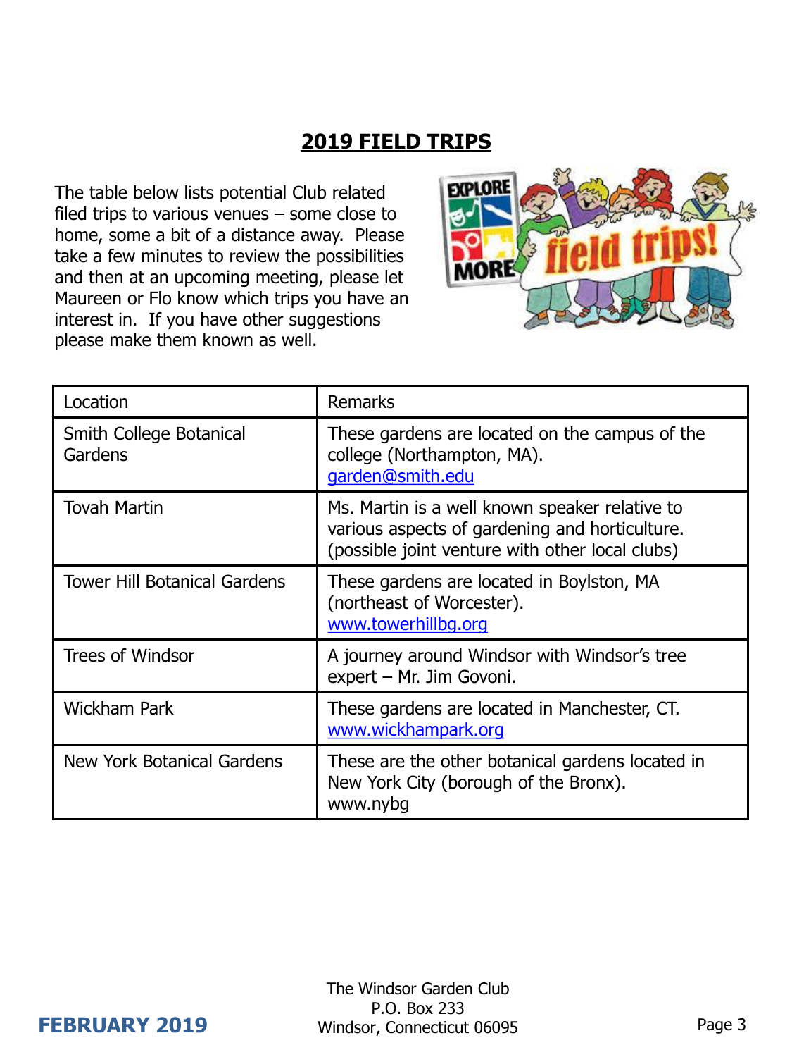# 2019 FIELD TRIPS

The table below lists potential Club related filed trips to various venues – some close to home, some a bit of a distance away. Please take a few minutes to review the possibilities and then at an upcoming meeting, please let Maureen or Flo know which trips you have an interest in. If you have other suggestions please make them known as well.

| Location | Remarks |
| --- | --- |
| Smith College Botanical Gardens | These gardens are located on the campus of the college (Northampton, MA). garden@smith.edu |
| Tovah Martin | Ms. Martin is a well known speaker relative to various aspects of gardening and horticulture. (possible joint venture with other local clubs) |
| Tower Hill Botanical Gardens | These gardens are located in Boylston, MA (northeast of Worcester). www.towerhillbg.org |
| Trees of Windsor | A journey around Windsor with Windsor's tree expert – Mr. Jim Govoni. |
| Wickham Park | These gardens are located in Manchester, CT. www.wickhampark.org |
| New York Botanical Gardens | These are the other botanical gardens located in New York City (borough of the Bronx). www.nybg |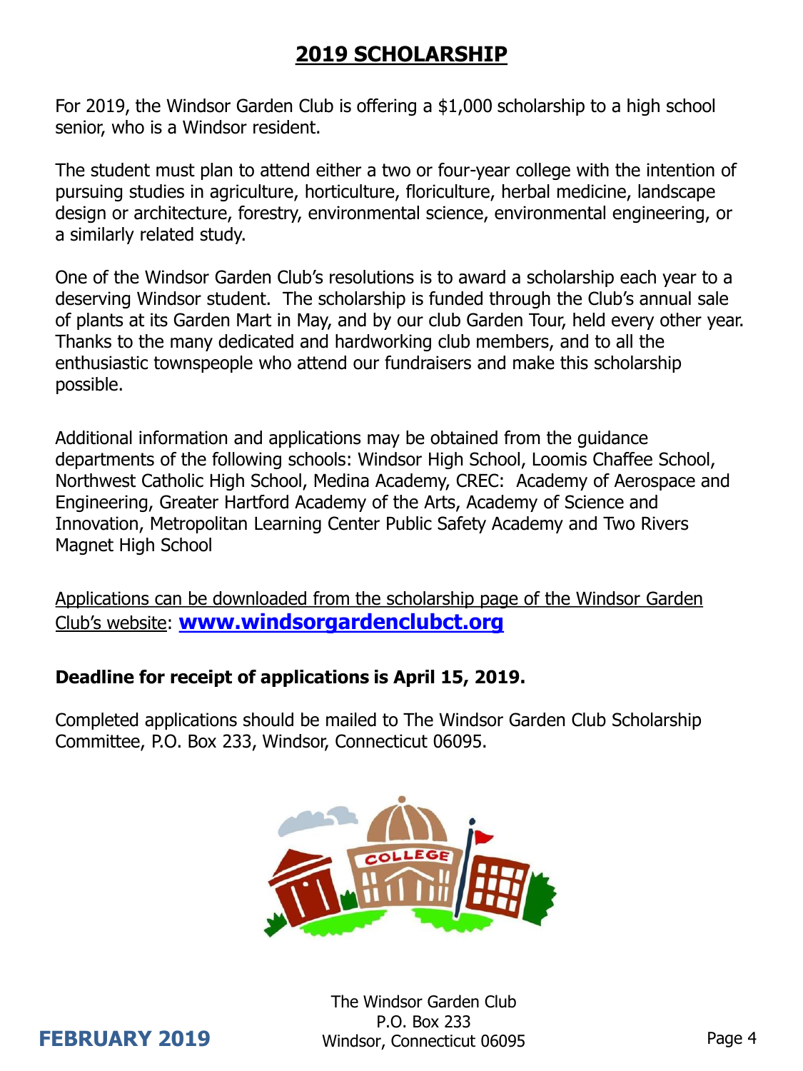## 2019 SCHOLARSHIP

For 2019, the Windsor Garden Club is offering a $1,000 scholarship to a high school senior, who is a Windsor resident.

The student must plan to attend either a two or four-year college with the intention of pursuing studies in agriculture, horticulture, floriculture, herbal medicine, landscape design or architecture, forestry, environmental science, environmental engineering, or a similarly related study.

One of the Windsor Garden Club's resolutions is to award a scholarship each year to a deserving Windsor student. The scholarship is funded through the Club's annual sale of plants at its Garden Mart in May, and by our club Garden Tour, held every other year. Thanks to the many dedicated and hardworking club members, and to all the enthusiastic townspeople who attend our fundraisers and make this scholarship possible.

Additional information and applications may be obtained from the guidance departments of the following schools: Windsor High School, Loomis Chaffee School, Northwest Catholic High School, Medina Academy, CREC: Academy of Aerospace and Engineering, Greater Hartford Academy of the Arts, Academy of Science and Innovation, Metropolitan Learning Center Public Safety Academy and Two Rivers Magnet High School

Applications can be downloaded from the scholarship page of the Windsor Garden Club's website: **www.windsorgardenclubct.org**

**Deadline for receipt of applications is April 15, 2019.**

Completed applications should be mailed to The Windsor Garden Club Scholarship Committee, P.O. Box 233, Windsor, Connecticut 06095.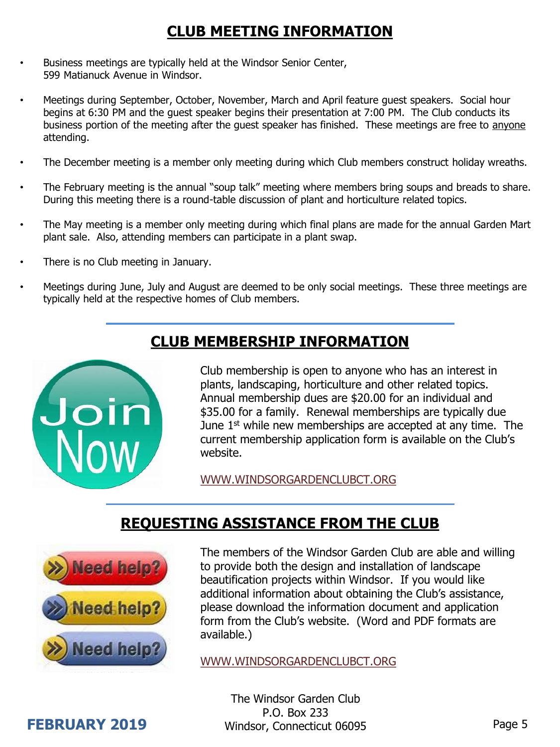## CLUB MEETING INFORMATION

- Business meetings are typically held at the Windsor Senior Center, 599 Matianuck Avenue in Windsor.
- Meetings during September, October, November, March and April feature guest speakers. Social hour begins at 6:30 PM and the guest speaker begins their presentation at 7:00 PM. The Club conducts its business portion of the meeting after the guest speaker has finished. These meetings are free to anyone attending.
- The December meeting is a member only meeting during which Club members construct holiday wreaths.
- The February meeting is the annual "soup talk" meeting where members bring soups and breads to share. During this meeting there is a round-table discussion of plant and horticulture related topics.
- The May meeting is a member only meeting during which final plans are made for the annual Garden Mart plant sale. Also, attending members can participate in a plant swap.
- There is no Club meeting in January.
- Meetings during June, July and August are deemed to be only social meetings. These three meetings are typically held at the respective homes of Club members.

## CLUB MEMBERSHIP INFORMATION

Join Now

Club membership is open to anyone who has an interest in plants, landscaping, horticulture and other related topics. Annual membership dues are $20.00 for an individual and $35.00 for a family. Renewal memberships are typically due June 1st while new memberships are accepted at any time. The current membership application form is available on the Club's website.

WWW.WINDSORGARDENCLUBCT.ORG

## REQUESTING ASSISTANCE FROM THE CLUB

Need help?

Need help?

Need help?

The members of the Windsor Garden Club are able and willing to provide both the design and installation of landscape beautification projects within Windsor. If you would like additional information about obtaining the Club's assistance, please download the information document and application form from the Club's website. (Word and PDF formats are available.)

WWW.WINDSORGARDENCLUBCT.ORG

The Windsor Garden Club
P.O. Box 233
Windsor, Connecticut 06095